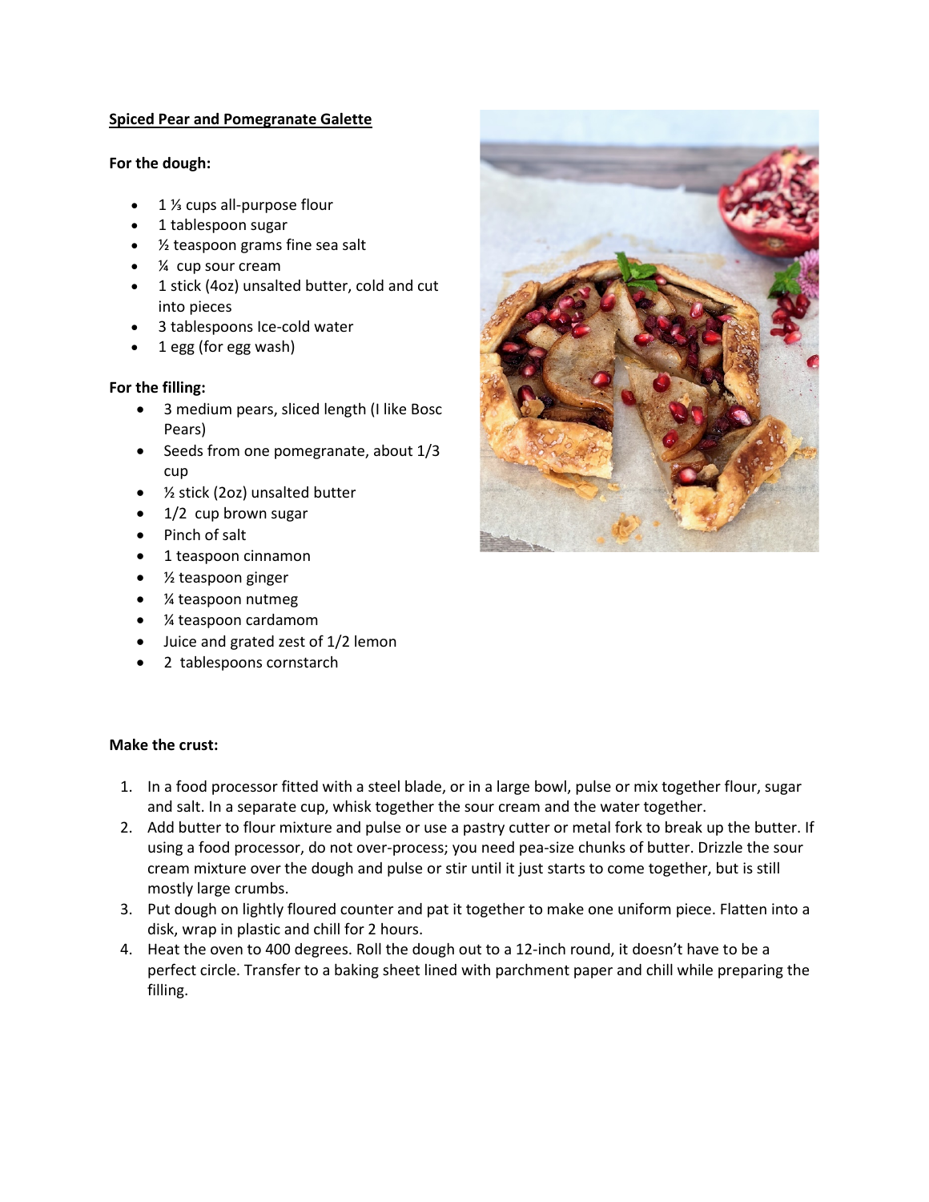**Spiced Pear and Pomegranate Galette**

**For the dough:**

- 1 ⅓ cups all-purpose flour
- 1 tablespoon sugar
- ½ teaspoon grams fine sea salt
- ¼ cup sour cream
- 1 stick (4oz) unsalted butter, cold and cut into pieces
- 3 tablespoons Ice-cold water
- 1 egg (for egg wash)

**For the filling:**

- 3 medium pears, sliced length (I like Bosc Pears)
- Seeds from one pomegranate, about 1/3 cup
- ½ stick (2oz) unsalted butter
- 1/2 cup brown sugar
- Pinch of salt
- 1 teaspoon cinnamon
- ½ teaspoon ginger
- ¼ teaspoon nutmeg
- ¼ teaspoon cardamom
- Juice and grated zest of 1/2 lemon
- 2 tablespoons cornstarch

**Make the crust:**

1. In a food processor fitted with a steel blade, or in a large bowl, pulse or mix together flour, sugar and salt. In a separate cup, whisk together the sour cream and the water together.
2. Add butter to flour mixture and pulse or use a pastry cutter or metal fork to break up the butter. If using a food processor, do not over-process; you need pea-size chunks of butter. Drizzle the sour cream mixture over the dough and pulse or stir until it just starts to come together, but is still mostly large crumbs.
3. Put dough on lightly floured counter and pat it together to make one uniform piece. Flatten into a disk, wrap in plastic and chill for 2 hours.
4. Heat the oven to 400 degrees. Roll the dough out to a 12-inch round, it doesn't have to be a perfect circle. Transfer to a baking sheet lined with parchment paper and chill while preparing the filling.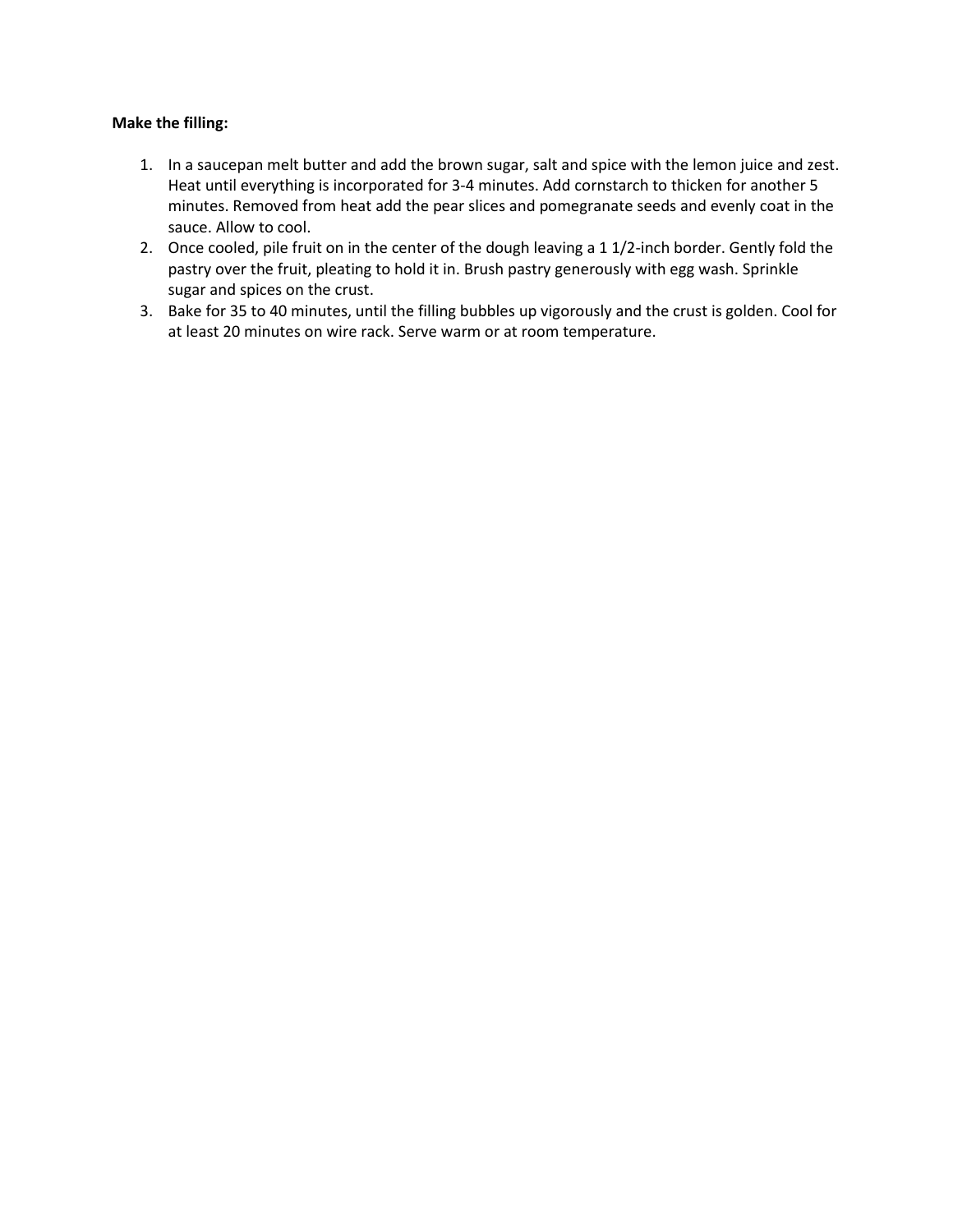**Make the filling:**

1. In a saucepan melt butter and add the brown sugar, salt and spice with the lemon juice and zest. Heat until everything is incorporated for 3-4 minutes. Add cornstarch to thicken for another 5 minutes. Removed from heat add the pear slices and pomegranate seeds and evenly coat in the sauce. Allow to cool.
2. Once cooled, pile fruit on in the center of the dough leaving a 1 1/2-inch border. Gently fold the pastry over the fruit, pleating to hold it in. Brush pastry generously with egg wash. Sprinkle sugar and spices on the crust.
3. Bake for 35 to 40 minutes, until the filling bubbles up vigorously and the crust is golden. Cool for at least 20 minutes on wire rack. Serve warm or at room temperature.